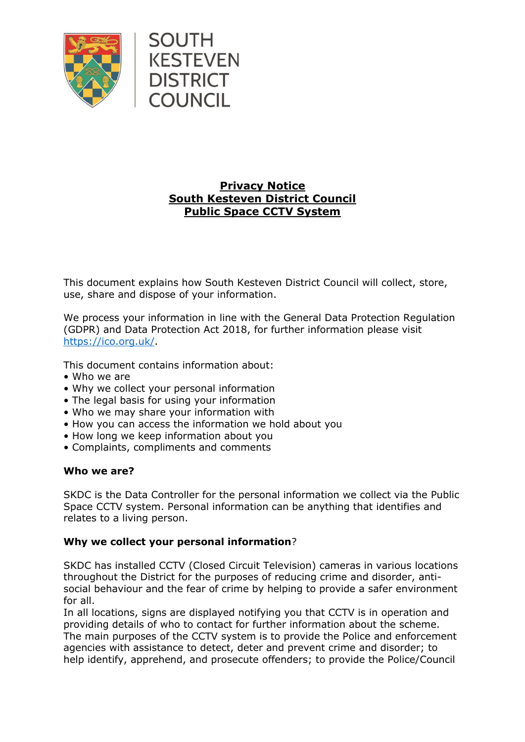SOUTH KESTEVEN DISTRICT COUNCIL

# Privacy Notice
# South Kesteven District Council
# Public Space CCTV System

This document explains how South Kesteven District Council will collect, store, use, share and dispose of your information.

We process your information in line with the General Data Protection Regulation (GDPR) and Data Protection Act 2018, for further information please visit https://ico.org.uk/.

This document contains information about:

- Who we are
- Why we collect your personal information
- The legal basis for using your information
- Who we may share your information with
- How you can access the information we hold about you
- How long we keep information about you
- Complaints, compliments and comments

**Who we are?**

SKDC is the Data Controller for the personal information we collect via the Public Space CCTV system. Personal information can be anything that identifies and relates to a living person.

**Why we collect your personal information**?

SKDC has installed CCTV (Closed Circuit Television) cameras in various locations throughout the District for the purposes of reducing crime and disorder, anti-social behaviour and the fear of crime by helping to provide a safer environment for all.
In all locations, signs are displayed notifying you that CCTV is in operation and providing details of who to contact for further information about the scheme.
The main purposes of the CCTV system is to provide the Police and enforcement agencies with assistance to detect, deter and prevent crime and disorder; to help identify, apprehend, and prosecute offenders; to provide the Police/Council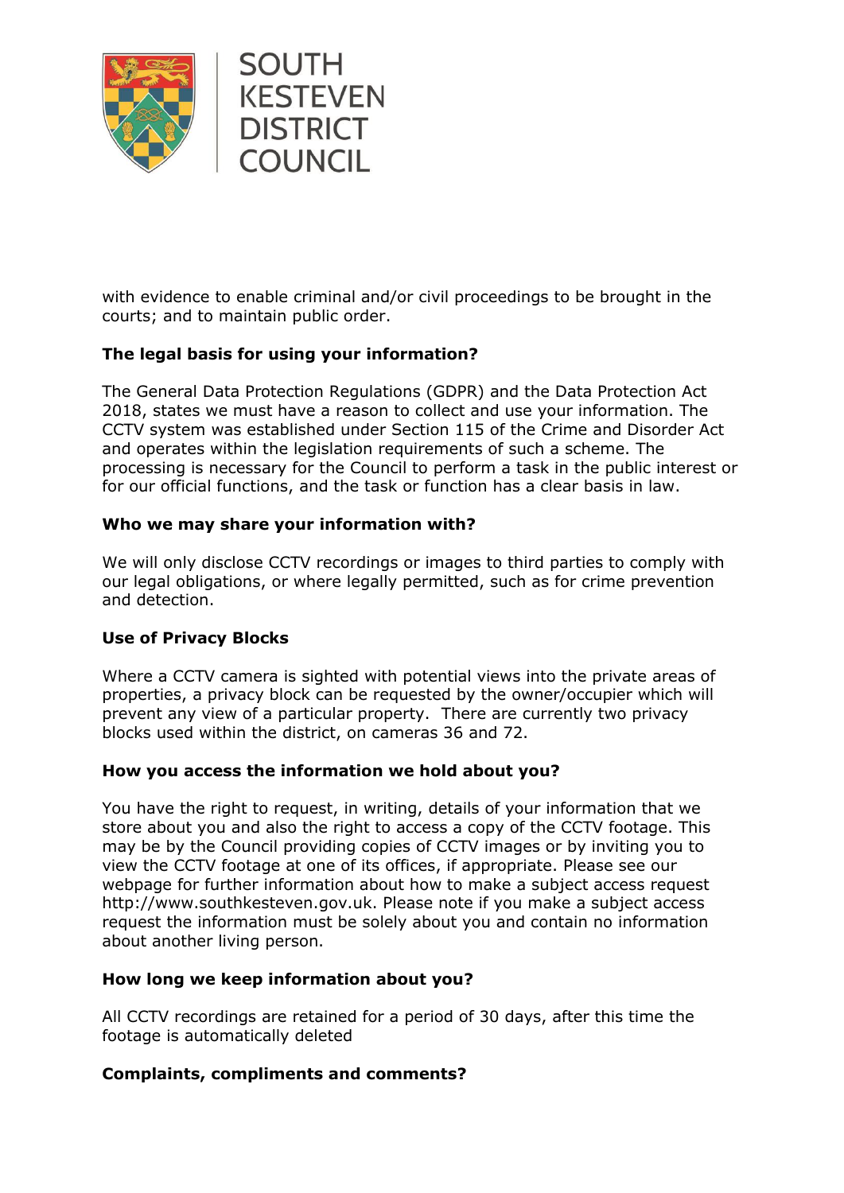with evidence to enable criminal and/or civil proceedings to be brought in the courts; and to maintain public order.

**The legal basis for using your information?**

The General Data Protection Regulations (GDPR) and the Data Protection Act 2018, states we must have a reason to collect and use your information. The CCTV system was established under Section 115 of the Crime and Disorder Act and operates within the legislation requirements of such a scheme. The processing is necessary for the Council to perform a task in the public interest or for our official functions, and the task or function has a clear basis in law.

**Who we may share your information with?**

We will only disclose CCTV recordings or images to third parties to comply with our legal obligations, or where legally permitted, such as for crime prevention and detection.

**Use of Privacy Blocks**

Where a CCTV camera is sighted with potential views into the private areas of properties, a privacy block can be requested by the owner/occupier which will prevent any view of a particular property. There are currently two privacy blocks used within the district, on cameras 36 and 72.

**How you access the information we hold about you?**

You have the right to request, in writing, details of your information that we store about you and also the right to access a copy of the CCTV footage. This may be by the Council providing copies of CCTV images or by inviting you to view the CCTV footage at one of its offices, if appropriate. Please see our webpage for further information about how to make a subject access request http://www.southkesteven.gov.uk. Please note if you make a subject access request the information must be solely about you and contain no information about another living person.

**How long we keep information about you?**

All CCTV recordings are retained for a period of 30 days, after this time the footage is automatically deleted

**Complaints, compliments and comments?**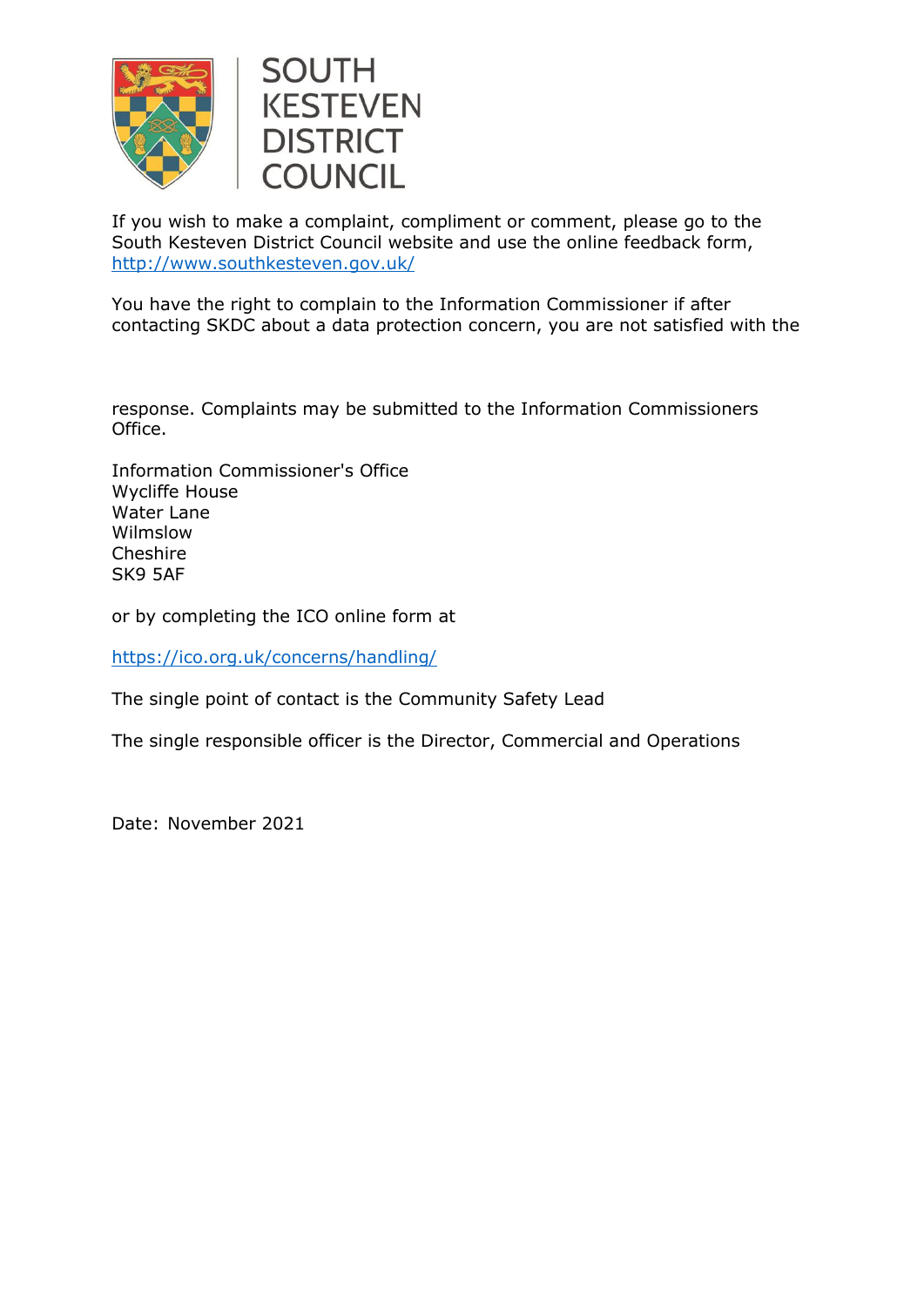SOUTH KESTEVEN DISTRICT COUNCIL

If you wish to make a complaint, compliment or comment, please go to the South Kesteven District Council website and use the online feedback form, http://www.southkesteven.gov.uk/

You have the right to complain to the Information Commissioner if after contacting SKDC about a data protection concern, you are not satisfied with the response. Complaints may be submitted to the Information Commissioners Office.

Information Commissioner's Office  
Wycliffe House  
Water Lane  
Wilmslow  
Cheshire  
SK9 5AF

or by completing the ICO online form at

https://ico.org.uk/concerns/handling/

The single point of contact is the Community Safety Lead

The single responsible officer is the Director, Commercial and Operations

Date: November 2021